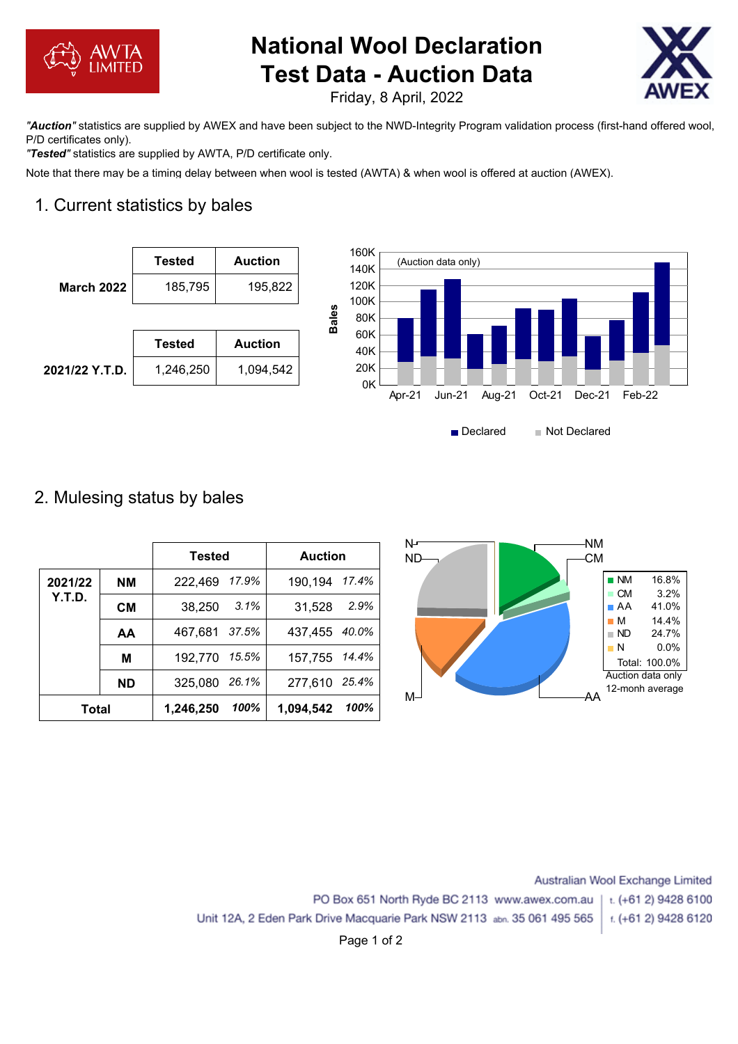# National Wool Declaration Test Data - Auction Data

Friday, 8 April, 2022

***"Auction"*** statistics are supplied by AWEX and have been subject to the NWD-Integrity Program validation process (first-hand offered wool, P/D certificates only).

***"Tested"*** statistics are supplied by AWTA, P/D certificate only.

Note that there may be a timing delay between when wool is tested (AWTA) & when wool is offered at auction (AWEX).

## 1. Current statistics by bales

| | Tested | Auction |
|---|---|---|
| **March 2022** | 185,795 | 195,822 |

| | Tested | Auction |
|---|---|---|
| **2021/22 Y.T.D.** | 1,246,250 | 1,094,542 |

## 2. Mulesing status by bales

| | | Tested | | Auction | |
|---|---|---|---|---|---|
| **2021/22 Y.T.D.** | **NM** | 222,469 | *17.9%* | 190,194 | *17.4%* |
| | **CM** | 38,250 | *3.1%* | 31,528 | *2.9%* |
| | **AA** | 467,681 | *37.5%* | 437,455 | *40.0%* |
| | **M** | 192,770 | *15.5%* | 157,755 | *14.4%* |
| | **ND** | 325,080 | *26.1%* | 277,610 | *25.4%* |
| **Total** | | **1,246,250** | ***100%*** | **1,094,542** | ***100%*** |

| | |
|---|---|
| NM | 16.8% |
| CM | 3.2% |
| AA | 41.0% |
| M | 14.4% |
| ND | 24.7% |
| N | 0.0% |
| Total: | 100.0% |

Auction data only
12-monh average

Australian Wool Exchange Limited
PO Box 651 North Ryde BC 2113 www.awex.com.au | t. (+61 2) 9428 6100
Unit 12A, 2 Eden Park Drive Macquarie Park NSW 2113 abn. 35 061 495 565 | f. (+61 2) 9428 6120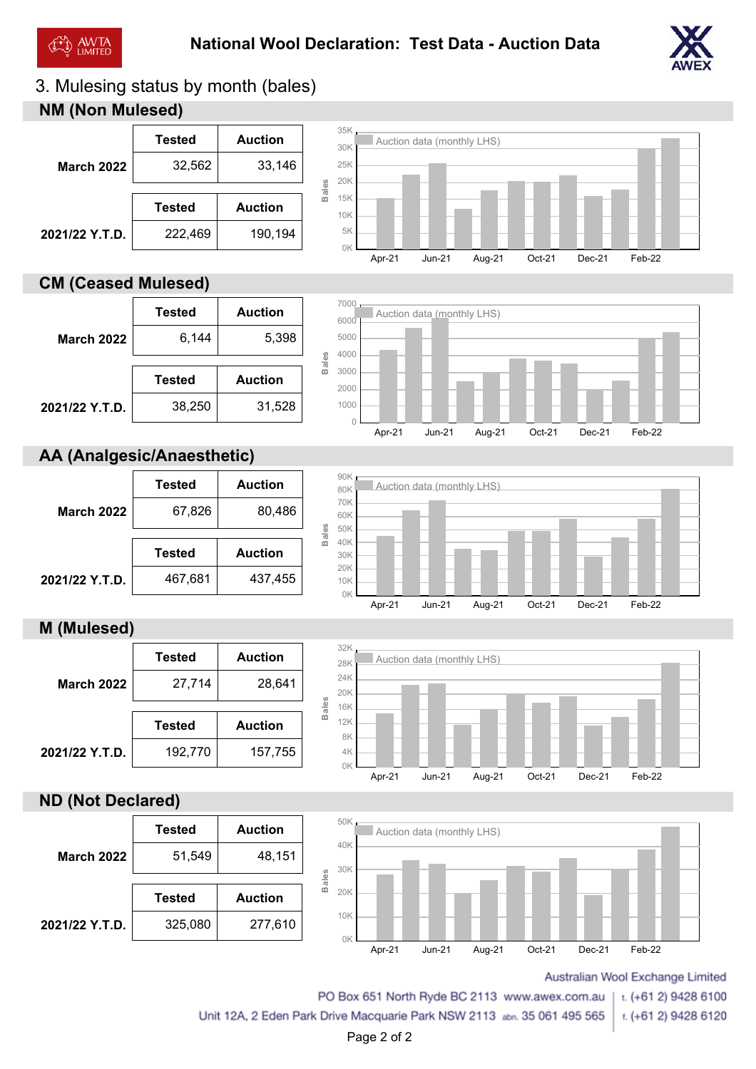National Wool Declaration: Test Data - Auction Data

## 3. Mulesing status by month (bales)

### NM (Non Mulesed)

| | Tested | Auction |
|---|---|---|
| March 2022 | 32,562 | 33,146 |
| 2021/22 Y.T.D. | 222,469 | 190,194 |

Auction data (monthly LHS)

Bales

35K 30K 25K 20K 15K 10K 5K 0K

Apr-21 Jun-21 Aug-21 Oct-21 Dec-21 Feb-22

### CM (Ceased Mulesed)

| | Tested | Auction |
|---|---|---|
| March 2022 | 6,144 | 5,398 |
| 2021/22 Y.T.D. | 38,250 | 31,528 |

Auction data (monthly LHS)

Bales

7000 6000 5000 4000 3000 2000 1000 0

Apr-21 Jun-21 Aug-21 Oct-21 Dec-21 Feb-22

### AA (Analgesic/Anaesthetic)

| | Tested | Auction |
|---|---|---|
| March 2022 | 67,826 | 80,486 |
| 2021/22 Y.T.D. | 467,681 | 437,455 |

Auction data (monthly LHS)

Bales

90K 80K 70K 60K 50K 40K 30K 20K 10K 0K

Apr-21 Jun-21 Aug-21 Oct-21 Dec-21 Feb-22

### M (Mulesed)

| | Tested | Auction |
|---|---|---|
| March 2022 | 27,714 | 28,641 |
| 2021/22 Y.T.D. | 192,770 | 157,755 |

Auction data (monthly LHS)

Bales

32K 28K 24K 20K 16K 12K 8K 4K 0K

Apr-21 Jun-21 Aug-21 Oct-21 Dec-21 Feb-22

### ND (Not Declared)

| | Tested | Auction |
|---|---|---|
| March 2022 | 51,549 | 48,151 |
| 2021/22 Y.T.D. | 325,080 | 277,610 |

Auction data (monthly LHS)

Bales

50K 40K 30K 20K 10K 0K

Apr-21 Jun-21 Aug-21 Oct-21 Dec-21 Feb-22

Australian Wool Exchange Limited

PO Box 651 North Ryde BC 2113 www.awex.com.au | t. (+61 2) 9428 6100

Unit 12A, 2 Eden Park Drive Macquarie Park NSW 2113 abn. 35 061 495 565 | f. (+61 2) 9428 6120